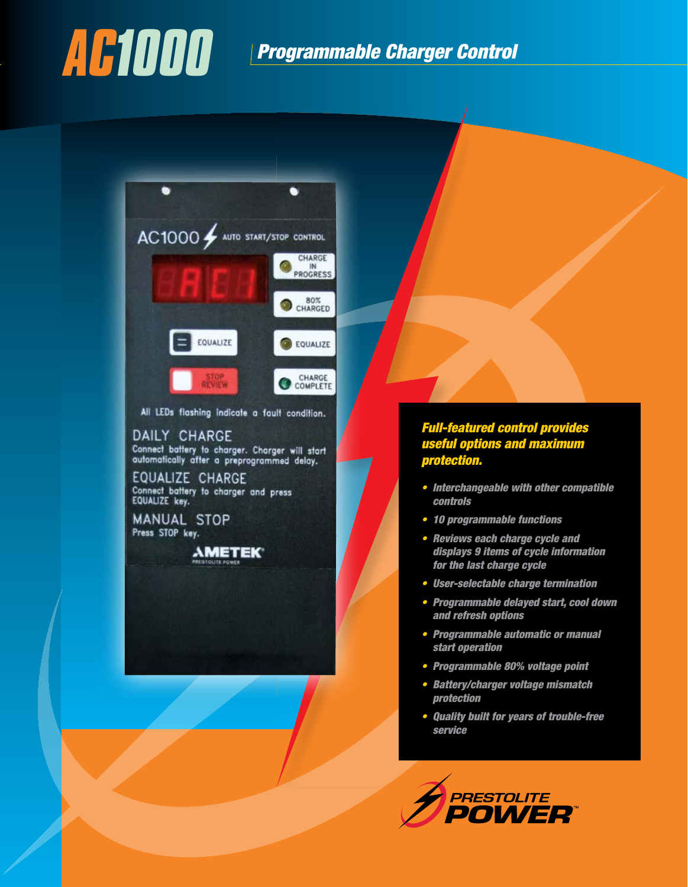# AC1000

## Programmable Charger Control

AC1000 AUTO START/STOP CONTROL

CHARGE IN PROGRESS

80% CHARGED

EQUALIZE

EQUALIZE

STOP REVIEW

CHARGE COMPLETE

All LEDs flashing indicate a fault condition.

DAILY CHARGE
Connect battery to charger. Charger will start automatically after a preprogrammed delay.

EQUALIZE CHARGE
Connect battery to charger and press EQUALIZE key.

MANUAL STOP
Press STOP key.

AMETEK
PRESTOLITE POWER

***Full-featured control provides useful options and maximum protection.***

- *Interchangeable with other compatible controls*
- *10 programmable functions*
- *Reviews each charge cycle and displays 9 items of cycle information for the last charge cycle*
- *User-selectable charge termination*
- *Programmable delayed start, cool down and refresh options*
- *Programmable automatic or manual start operation*
- *Programmable 80% voltage point*
- *Battery/charger voltage mismatch protection*
- *Quality built for years of trouble-free service*

PRESTOLITE POWER™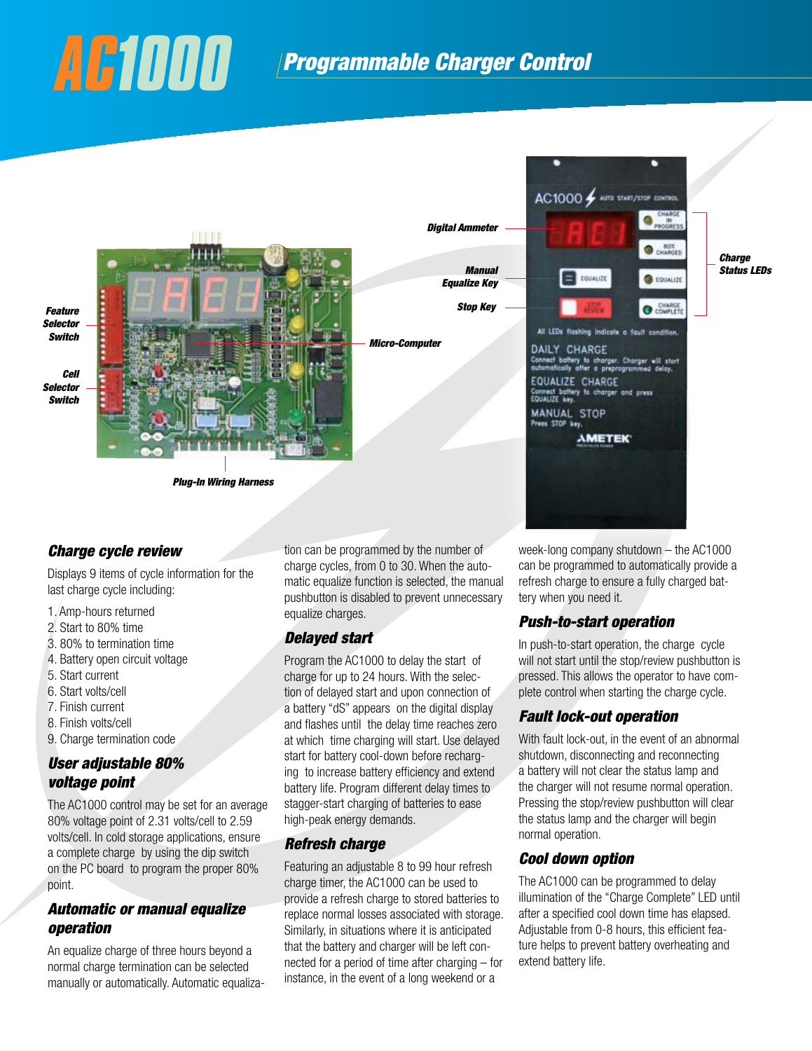# AC1000

## Programmable Charger Control

Feature Selector Switch

Cell Selector Switch

Plug-In Wiring Harness

Micro-Computer

Digital Ammeter

Manual Equalize Key

Stop Key

Charge Status LEDs

### Charge cycle review

Displays 9 items of cycle information for the last charge cycle including:

1. Amp-hours returned
2. Start to 80% time
3. 80% to termination time
4. Battery open circuit voltage
5. Start current
6. Start volts/cell
7. Finish current
8. Finish volts/cell
9. Charge termination code

### User adjustable 80% voltage point

The AC1000 control may be set for an average 80% voltage point of 2.31 volts/cell to 2.59 volts/cell. In cold storage applications, ensure a complete charge by using the dip switch on the PC board to program the proper 80% point.

### Automatic or manual equalize operation

An equalize charge of three hours beyond a normal charge termination can be selected manually or automatically. Automatic equalization can be programmed by the number of charge cycles, from 0 to 30. When the automatic equalize function is selected, the manual pushbutton is disabled to prevent unnecessary equalize charges.

### Delayed start

Program the AC1000 to delay the start of charge for up to 24 hours. With the selection of delayed start and upon connection of a battery "dS" appears on the digital display and flashes until the delay time reaches zero at which time charging will start. Use delayed start for battery cool-down before recharging to increase battery efficiency and extend battery life. Program different delay times to stagger-start charging of batteries to ease high-peak energy demands.

### Refresh charge

Featuring an adjustable 8 to 99 hour refresh charge timer, the AC1000 can be used to provide a refresh charge to stored batteries to replace normal losses associated with storage. Similarly, in situations where it is anticipated that the battery and charger will be left connected for a period of time after charging – for instance, in the event of a long weekend or a week-long company shutdown – the AC1000 can be programmed to automatically provide a refresh charge to ensure a fully charged battery when you need it.

### Push-to-start operation

In push-to-start operation, the charge cycle will not start until the stop/review pushbutton is pressed. This allows the operator to have complete control when starting the charge cycle.

### Fault lock-out operation

With fault lock-out, in the event of an abnormal shutdown, disconnecting and reconnecting a battery will not clear the status lamp and the charger will not resume normal operation. Pressing the stop/review pushbutton will clear the status lamp and the charger will begin normal operation.

### Cool down option

The AC1000 can be programmed to delay illumination of the "Charge Complete" LED until after a specified cool down time has elapsed. Adjustable from 0-8 hours, this efficient feature helps to prevent battery overheating and extend battery life.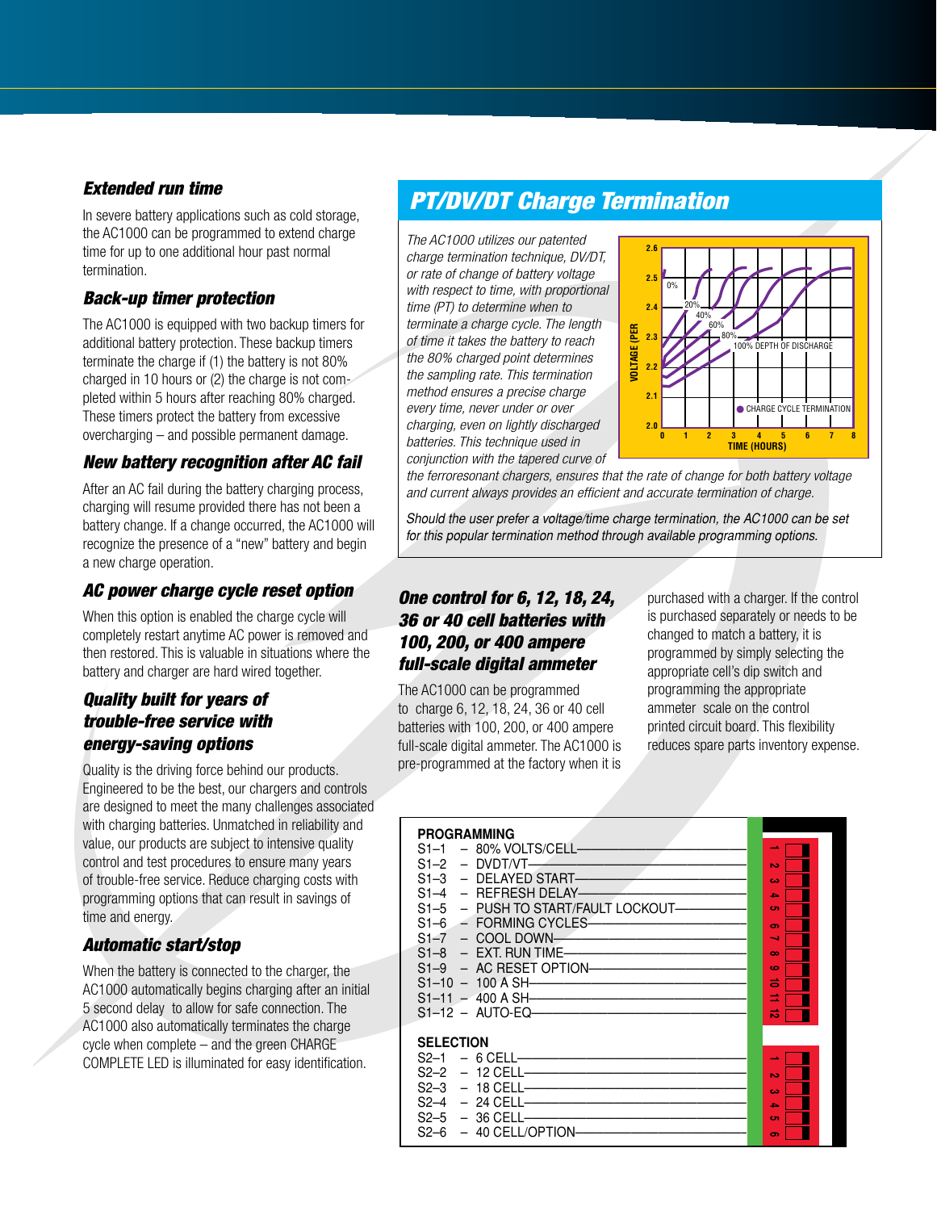### *Extended run time*

In severe battery applications such as cold storage, the AC1000 can be programmed to extend charge time for up to one additional hour past normal termination.

### *Back-up timer protection*

The AC1000 is equipped with two backup timers for additional battery protection. These backup timers terminate the charge if (1) the battery is not 80% charged in 10 hours or (2) the charge is not completed within 5 hours after reaching 80% charged. These timers protect the battery from excessive overcharging – and possible permanent damage.

### *New battery recognition after AC fail*

After an AC fail during the battery charging process, charging will resume provided there has not been a battery change. If a change occurred, the AC1000 will recognize the presence of a "new" battery and begin a new charge operation.

### *AC power charge cycle reset option*

When this option is enabled the charge cycle will completely restart anytime AC power is removed and then restored. This is valuable in situations where the battery and charger are hard wired together.

### *Quality built for years of trouble-free service with energy-saving options*

Quality is the driving force behind our products. Engineered to be the best, our chargers and controls are designed to meet the many challenges associated with charging batteries. Unmatched in reliability and value, our products are subject to intensive quality control and test procedures to ensure many years of trouble-free service. Reduce charging costs with programming options that can result in savings of time and energy.

### *Automatic start/stop*

When the battery is connected to the charger, the AC1000 automatically begins charging after an initial 5 second delay to allow for safe connection. The AC1000 also automatically terminates the charge cycle when complete – and the green CHARGE COMPLETE LED is illuminated for easy identification.

## *PT/DV/DT Charge Termination*

*The AC1000 utilizes our patented charge termination technique, DV/DT, or rate of change of battery voltage with respect to time, with proportional time (PT) to determine when to terminate a charge cycle. The length of time it takes the battery to reach the 80% charged point determines the sampling rate. This termination method ensures a precise charge every time, never under or over charging, even on lightly discharged batteries. This technique used in conjunction with the tapered curve of the ferroresonant chargers, ensures that the rate of change for both battery voltage and current always provides an efficient and accurate termination of charge.*

*Should the user prefer a voltage/time charge termination, the AC1000 can be set for this popular termination method through available programming options.*

### *One control for 6, 12, 18, 24, 36 or 40 cell batteries with 100, 200, or 400 ampere full-scale digital ammeter*

The AC1000 can be programmed to charge 6, 12, 18, 24, 36 or 40 cell batteries with 100, 200, or 400 ampere full-scale digital ammeter. The AC1000 is pre-programmed at the factory when it is purchased with a charger. If the control is purchased separately or needs to be changed to match a battery, it is programmed by simply selecting the appropriate cell's dip switch and programming the appropriate ammeter scale on the control printed circuit board. This flexibility reduces spare parts inventory expense.

**PROGRAMMING**

- S1–1 – 80% VOLTS/CELL
- S1–2 – DVDT/VT
- S1–3 – DELAYED START
- S1–4 – REFRESH DELAY
- S1–5 – PUSH TO START/FAULT LOCKOUT
- S1–6 – FORMING CYCLES
- S1–7 – COOL DOWN
- S1–8 – EXT. RUN TIME
- S1–9 – AC RESET OPTION
- S1–10 – 100 A SH
- S1–11 – 400 A SH
- S1–12 – AUTO-EQ

**SELECTION**

- S2–1 – 6 CELL
- S2–2 – 12 CELL
- S2–3 – 18 CELL
- S2–4 – 24 CELL
- S2–5 – 36 CELL
- S2–6 – 40 CELL/OPTION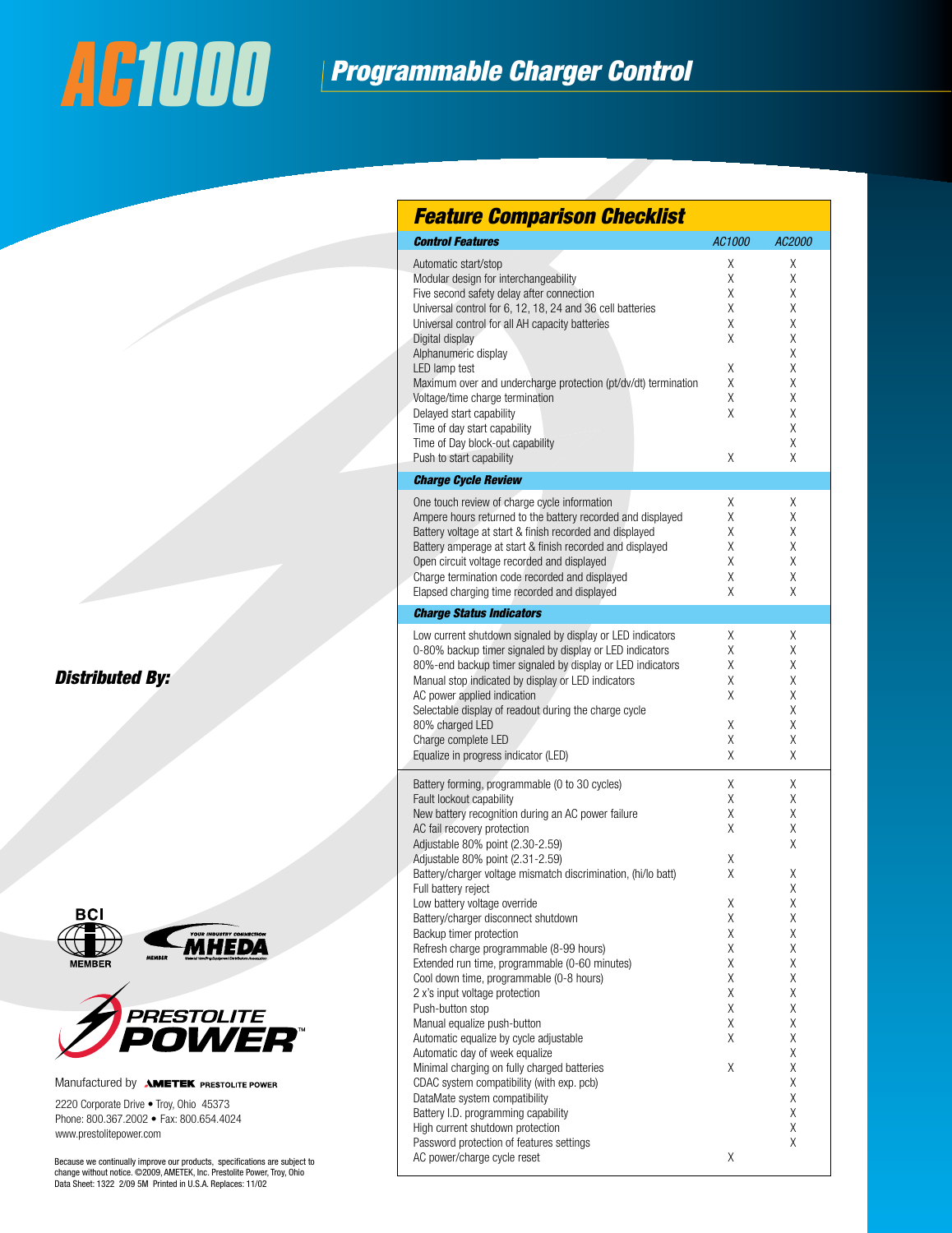# AC1000 Programmable Charger Control

## Feature Comparison Checklist

| Control Features | AC1000 | AC2000 |
|---|---|---|
| Automatic start/stop | X | X |
| Modular design for interchangeability | X | X |
| Five second safety delay after connection | X | X |
| Universal control for 6, 12, 18, 24 and 36 cell batteries | X | X |
| Universal control for all AH capacity batteries | X | X |
| Digital display | X | X |
| Alphanumeric display | | X |
| LED lamp test | X | X |
| Maximum over and undercharge protection (pt/dv/dt) termination | X | X |
| Voltage/time charge termination | X | X |
| Delayed start capability | X | X |
| Time of day start capability | | X |
| Time of Day block-out capability | | X |
| Push to start capability | X | X |
| **Charge Cycle Review** | | |
| One touch review of charge cycle information | X | X |
| Ampere hours returned to the battery recorded and displayed | X | X |
| Battery voltage at start & finish recorded and displayed | X | X |
| Battery amperage at start & finish recorded and displayed | X | X |
| Open circuit voltage recorded and displayed | X | X |
| Charge termination code recorded and displayed | X | X |
| Elapsed charging time recorded and displayed | X | X |
| **Charge Status Indicators** | | |
| Low current shutdown signaled by display or LED indicators | X | X |
| 0-80% backup timer signaled by display or LED indicators | X | X |
| 80%-end backup timer signaled by display or LED indicators | X | X |
| Manual stop indicated by display or LED indicators | X | X |
| AC power applied indication | X | X |
| Selectable display of readout during the charge cycle | | X |
| 80% charged LED | X | X |
| Charge complete LED | X | X |
| Equalize in progress indicator (LED) | X | X |
| | | |
| Battery forming, programmable (0 to 30 cycles) | X | X |
| Fault lockout capability | X | X |
| New battery recognition during an AC power failure | X | X |
| AC fail recovery protection | X | X |
| Adjustable 80% point (2.30-2.59) | | X |
| Adjustable 80% point (2.31-2.59) | X | |
| Battery/charger voltage mismatch discrimination, (hi/lo batt) | X | X |
| Full battery reject | | X |
| Low battery voltage override | X | X |
| Battery/charger disconnect shutdown | X | X |
| Backup timer protection | X | X |
| Refresh charge programmable (8-99 hours) | X | X |
| Extended run time, programmable (0-60 minutes) | X | X |
| Cool down time, programmable (0-8 hours) | X | X |
| 2 x's input voltage protection | X | X |
| Push-button stop | X | X |
| Manual equalize push-button | X | X |
| Automatic equalize by cycle adjustable | X | X |
| Automatic day of week equalize | | X |
| Minimal charging on fully charged batteries | X | X |
| CDAC system compatibility (with exp. pcb) | | X |
| DataMate system compatibility | | X |
| Battery I.D. programming capability | | X |
| High current shutdown protection | | X |
| Password protection of features settings | | X |
| AC power/charge cycle reset | X | |

***Distributed By:***

BCI MEMBER

MHEDA MEMBER — Your Industry Connection — Material Handling Equipment Distributors Association

PRESTOLITE POWER™

Manufactured by AMETEK PRESTOLITE POWER

2220 Corporate Drive • Troy, Ohio 45373
Phone: 800.367.2002 • Fax: 800.654.4024
www.prestolitepower.com

Because we continually improve our products, specifications are subject to change without notice. ©2009, AMETEK, Inc. Prestolite Power, Troy, Ohio
Data Sheet: 1322 2/09 5M Printed in U.S.A. Replaces: 11/02